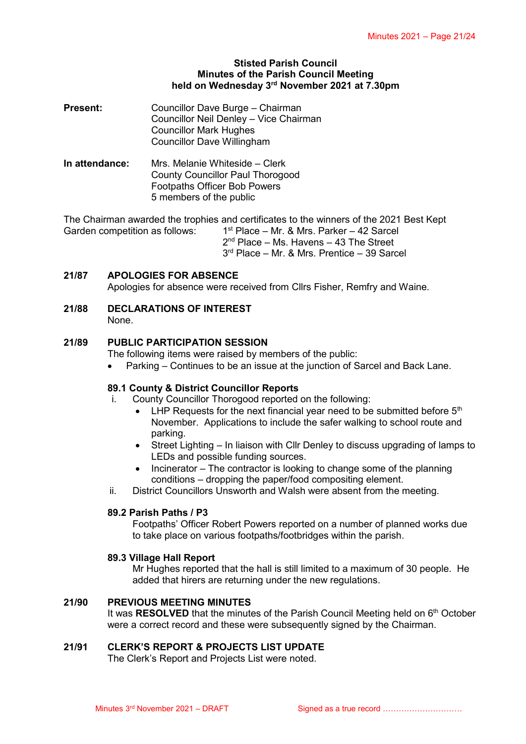# Stisted Parish Council
## Minutes of the Parish Council Meeting
### held on Wednesday 3rd November 2021 at 7.30pm

**Present:** Councillor Dave Burge – Chairman
Councillor Neil Denley – Vice Chairman
Councillor Mark Hughes
Councillor Dave Willingham

**In attendance:** Mrs. Melanie Whiteside – Clerk
County Councillor Paul Thorogood
Footpaths Officer Bob Powers
5 members of the public

The Chairman awarded the trophies and certificates to the winners of the 2021 Best Kept Garden competition as follows:

1st Place – Mr. & Mrs. Parker – 42 Sarcel
2nd Place – Ms. Havens – 43 The Street
3rd Place – Mr. & Mrs. Prentice – 39 Sarcel

**21/87 APOLOGIES FOR ABSENCE**

Apologies for absence were received from Cllrs Fisher, Remfry and Waine.

**21/88 DECLARATIONS OF INTEREST**

None.

**21/89 PUBLIC PARTICIPATION SESSION**

The following items were raised by members of the public:

- Parking – Continues to be an issue at the junction of Sarcel and Back Lane.

**89.1 County & District Councillor Reports**

i. County Councillor Thorogood reported on the following:
   - LHP Requests for the next financial year need to be submitted before 5th November. Applications to include the safer walking to school route and parking.
   - Street Lighting – In liaison with Cllr Denley to discuss upgrading of lamps to LEDs and possible funding sources.
   - Incinerator – The contractor is looking to change some of the planning conditions – dropping the paper/food compositing element.

ii. District Councillors Unsworth and Walsh were absent from the meeting.

**89.2 Parish Paths / P3**

Footpaths' Officer Robert Powers reported on a number of planned works due to take place on various footpaths/footbridges within the parish.

**89.3 Village Hall Report**

Mr Hughes reported that the hall is still limited to a maximum of 30 people. He added that hirers are returning under the new regulations.

**21/90 PREVIOUS MEETING MINUTES**

It was **RESOLVED** that the minutes of the Parish Council Meeting held on 6th October were a correct record and these were subsequently signed by the Chairman.

**21/91 CLERK'S REPORT & PROJECTS LIST UPDATE**

The Clerk's Report and Projects List were noted.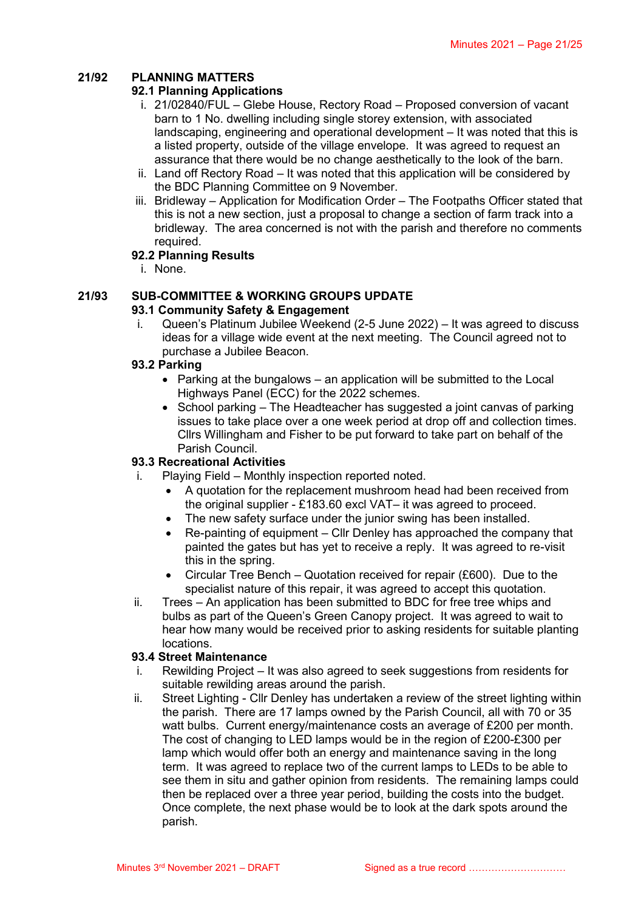## 21/92 PLANNING MATTERS

### 92.1 Planning Applications

i. 21/02840/FUL – Glebe House, Rectory Road – Proposed conversion of vacant barn to 1 No. dwelling including single storey extension, with associated landscaping, engineering and operational development – It was noted that this is a listed property, outside of the village envelope. It was agreed to request an assurance that there would be no change aesthetically to the look of the barn.

ii. Land off Rectory Road – It was noted that this application will be considered by the BDC Planning Committee on 9 November.

iii. Bridleway – Application for Modification Order – The Footpaths Officer stated that this is not a new section, just a proposal to change a section of farm track into a bridleway. The area concerned is not with the parish and therefore no comments required.

### 92.2 Planning Results

i. None.

## 21/93 SUB-COMMITTEE & WORKING GROUPS UPDATE

### 93.1 Community Safety & Engagement

i. Queen's Platinum Jubilee Weekend (2-5 June 2022) – It was agreed to discuss ideas for a village wide event at the next meeting. The Council agreed not to purchase a Jubilee Beacon.

### 93.2 Parking

- Parking at the bungalows – an application will be submitted to the Local Highways Panel (ECC) for the 2022 schemes.
- School parking – The Headteacher has suggested a joint canvas of parking issues to take place over a one week period at drop off and collection times. Cllrs Willingham and Fisher to be put forward to take part on behalf of the Parish Council.

### 93.3 Recreational Activities

i. Playing Field – Monthly inspection reported noted.
   - A quotation for the replacement mushroom head had been received from the original supplier - £183.60 excl VAT– it was agreed to proceed.
   - The new safety surface under the junior swing has been installed.
   - Re-painting of equipment – Cllr Denley has approached the company that painted the gates but has yet to receive a reply. It was agreed to re-visit this in the spring.
   - Circular Tree Bench – Quotation received for repair (£600). Due to the specialist nature of this repair, it was agreed to accept this quotation.

ii. Trees – An application has been submitted to BDC for free tree whips and bulbs as part of the Queen's Green Canopy project. It was agreed to wait to hear how many would be received prior to asking residents for suitable planting locations.

### 93.4 Street Maintenance

i. Rewilding Project – It was also agreed to seek suggestions from residents for suitable rewilding areas around the parish.

ii. Street Lighting - Cllr Denley has undertaken a review of the street lighting within the parish. There are 17 lamps owned by the Parish Council, all with 70 or 35 watt bulbs. Current energy/maintenance costs an average of £200 per month. The cost of changing to LED lamps would be in the region of £200-£300 per lamp which would offer both an energy and maintenance saving in the long term. It was agreed to replace two of the current lamps to LEDs to be able to see them in situ and gather opinion from residents. The remaining lamps could then be replaced over a three year period, building the costs into the budget. Once complete, the next phase would be to look at the dark spots around the parish.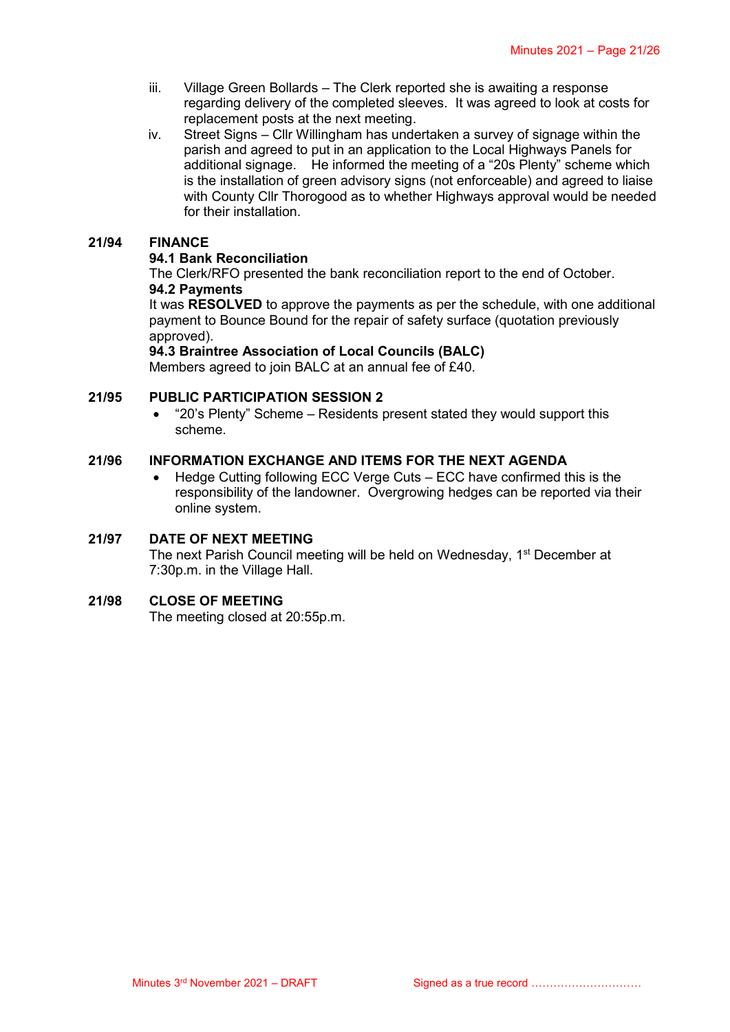iii. Village Green Bollards – The Clerk reported she is awaiting a response regarding delivery of the completed sleeves. It was agreed to look at costs for replacement posts at the next meeting.

iv. Street Signs – Cllr Willingham has undertaken a survey of signage within the parish and agreed to put in an application to the Local Highways Panels for additional signage. He informed the meeting of a "20s Plenty" scheme which is the installation of green advisory signs (not enforceable) and agreed to liaise with County Cllr Thorogood as to whether Highways approval would be needed for their installation.

## 21/94 FINANCE

**94.1 Bank Reconciliation**

The Clerk/RFO presented the bank reconciliation report to the end of October.

**94.2 Payments**

It was **RESOLVED** to approve the payments as per the schedule, with one additional payment to Bounce Bound for the repair of safety surface (quotation previously approved).

**94.3 Braintree Association of Local Councils (BALC)**

Members agreed to join BALC at an annual fee of £40.

## 21/95 PUBLIC PARTICIPATION SESSION 2

- "20's Plenty" Scheme – Residents present stated they would support this scheme.

## 21/96 INFORMATION EXCHANGE AND ITEMS FOR THE NEXT AGENDA

- Hedge Cutting following ECC Verge Cuts – ECC have confirmed this is the responsibility of the landowner. Overgrowing hedges can be reported via their online system.

## 21/97 DATE OF NEXT MEETING

The next Parish Council meeting will be held on Wednesday, 1st December at 7:30p.m. in the Village Hall.

## 21/98 CLOSE OF MEETING

The meeting closed at 20:55p.m.